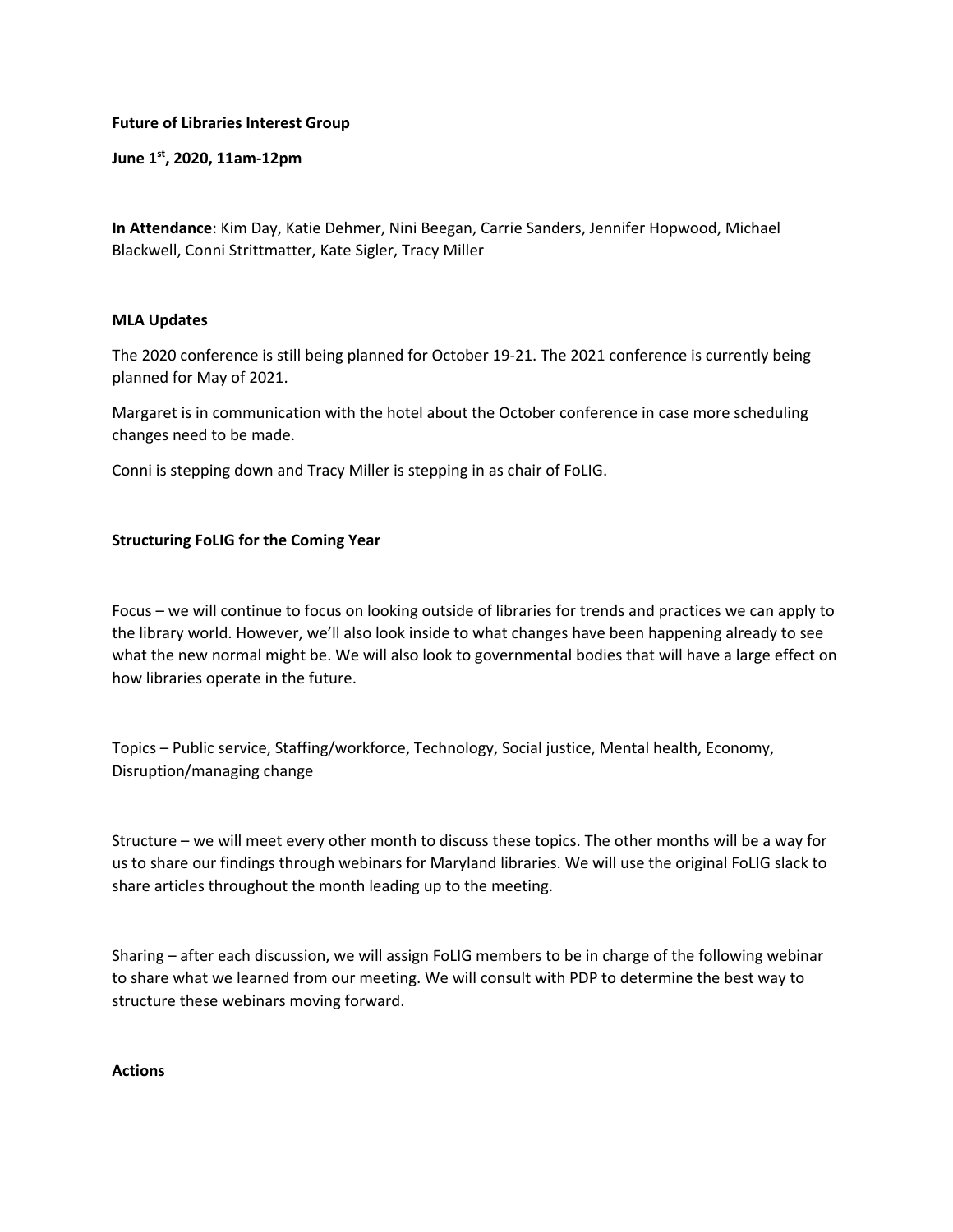**Future of Libraries Interest Group**

**June 1st, 2020, 11am-12pm**

**In Attendance**: Kim Day, Katie Dehmer, Nini Beegan, Carrie Sanders, Jennifer Hopwood, Michael Blackwell, Conni Strittmatter, Kate Sigler, Tracy Miller

**MLA Updates**

The 2020 conference is still being planned for October 19-21. The 2021 conference is currently being planned for May of 2021.

Margaret is in communication with the hotel about the October conference in case more scheduling changes need to be made.

Conni is stepping down and Tracy Miller is stepping in as chair of FoLIG.

**Structuring FoLIG for the Coming Year**

Focus – we will continue to focus on looking outside of libraries for trends and practices we can apply to the library world. However, we'll also look inside to what changes have been happening already to see what the new normal might be. We will also look to governmental bodies that will have a large effect on how libraries operate in the future.

Topics – Public service, Staffing/workforce, Technology, Social justice, Mental health, Economy, Disruption/managing change

Structure – we will meet every other month to discuss these topics. The other months will be a way for us to share our findings through webinars for Maryland libraries. We will use the original FoLIG slack to share articles throughout the month leading up to the meeting.

Sharing – after each discussion, we will assign FoLIG members to be in charge of the following webinar to share what we learned from our meeting. We will consult with PDP to determine the best way to structure these webinars moving forward.

**Actions**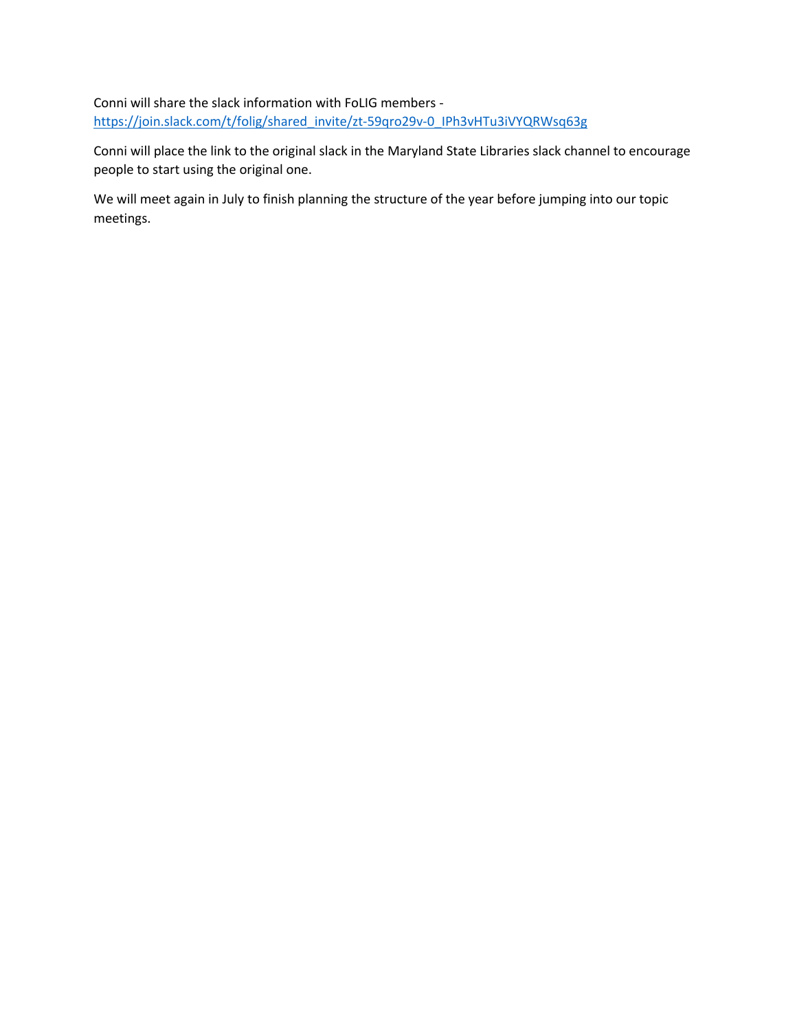Conni will share the slack information with FoLIG members - https://join.slack.com/t/folig/shared_invite/zt-59qro29v-0_IPh3vHTu3iVYQRWsq63g

Conni will place the link to the original slack in the Maryland State Libraries slack channel to encourage people to start using the original one.

We will meet again in July to finish planning the structure of the year before jumping into our topic meetings.